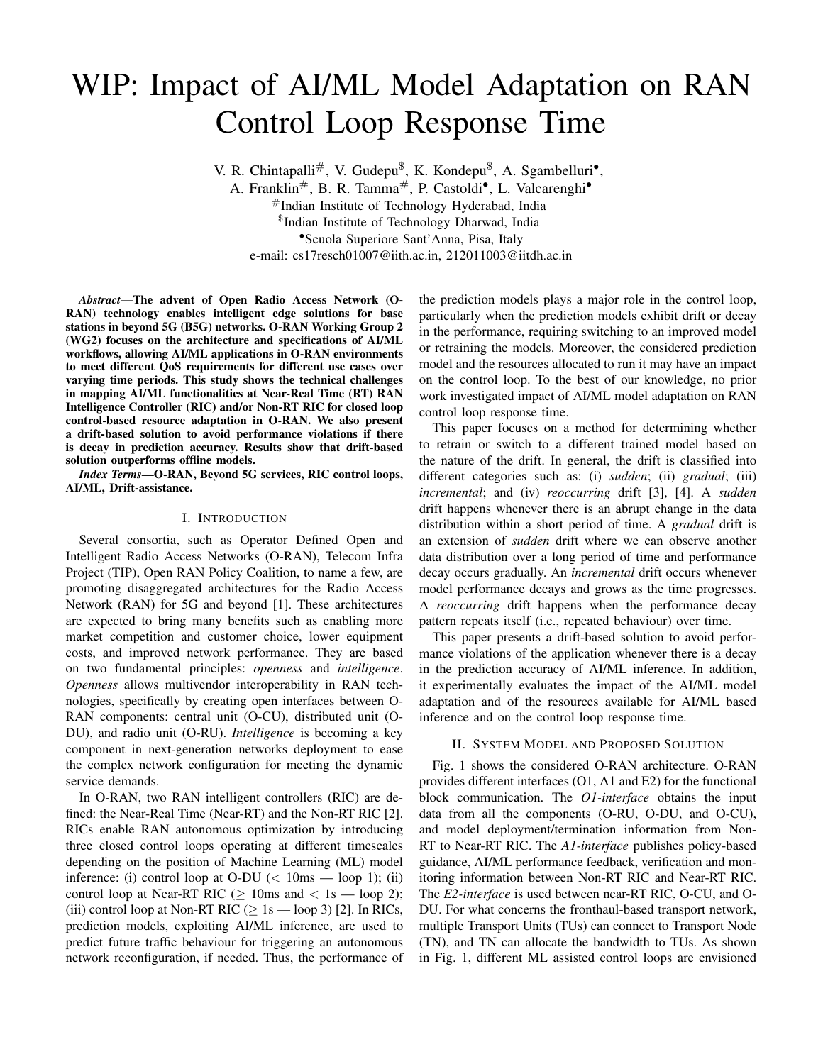# WIP: Impact of AI/ML Model Adaptation on RAN Control Loop Response Time

V. R. Chintapalli[#], V. Gudepu[$], K. Kondepu[$], A. Sgambelluri[•], A. Franklin[#], B. R. Tamma[#], P. Castoldi[•], L. Valcarenghi[•]

[#]Indian Institute of Technology Hyderabad, India

[$]Indian Institute of Technology Dharwad, India

[•]Scuola Superiore Sant'Anna, Pisa, Italy

e-mail: cs17resch01007@iith.ac.in, 212011003@iitdh.ac.in

***Abstract*—The advent of Open Radio Access Network (O-RAN) technology enables intelligent edge solutions for base stations in beyond 5G (B5G) networks. O-RAN Working Group 2 (WG2) focuses on the architecture and specifications of AI/ML workflows, allowing AI/ML applications in O-RAN environments to meet different QoS requirements for different use cases over varying time periods. This study shows the technical challenges in mapping AI/ML functionalities at Near-Real Time (RT) RAN Intelligence Controller (RIC) and/or Non-RT RIC for closed loop control-based resource adaptation in O-RAN. We also present a drift-based solution to avoid performance violations if there is decay in prediction accuracy. Results show that drift-based solution outperforms offline models.**

***Index Terms*—O-RAN, Beyond 5G services, RIC control loops, AI/ML, Drift-assistance.**

## I. Introduction

Several consortia, such as Operator Defined Open and Intelligent Radio Access Networks (O-RAN), Telecom Infra Project (TIP), Open RAN Policy Coalition, to name a few, are promoting disaggregated architectures for the Radio Access Network (RAN) for 5G and beyond [1]. These architectures are expected to bring many benefits such as enabling more market competition and customer choice, lower equipment costs, and improved network performance. They are based on two fundamental principles: *openness* and *intelligence*. *Openness* allows multivendor interoperability in RAN technologies, specifically by creating open interfaces between O-RAN components: central unit (O-CU), distributed unit (O-DU), and radio unit (O-RU). *Intelligence* is becoming a key component in next-generation networks deployment to ease the complex network configuration for meeting the dynamic service demands.

In O-RAN, two RAN intelligent controllers (RIC) are defined: the Near-Real Time (Near-RT) and the Non-RT RIC [2]. RICs enable RAN autonomous optimization by introducing three closed control loops operating at different timescales depending on the position of Machine Learning (ML) model inference: (i) control loop at O-DU ($<$ 10ms — loop 1); (ii) control loop at Near-RT RIC ($\geq$ 10ms and $<$ 1s — loop 2); (iii) control loop at Non-RT RIC ($\geq$ 1s — loop 3) [2]. In RICs, prediction models, exploiting AI/ML inference, are used to predict future traffic behaviour for triggering an autonomous network reconfiguration, if needed. Thus, the performance of the prediction models plays a major role in the control loop, particularly when the prediction models exhibit drift or decay in the performance, requiring switching to an improved model or retraining the models. Moreover, the considered prediction model and the resources allocated to run it may have an impact on the control loop. To the best of our knowledge, no prior work investigated impact of AI/ML model adaptation on RAN control loop response time.

This paper focuses on a method for determining whether to retrain or switch to a different trained model based on the nature of the drift. In general, the drift is classified into different categories such as: (i) *sudden*; (ii) *gradual*; (iii) *incremental*; and (iv) *reoccurring* drift [3], [4]. A *sudden* drift happens whenever there is an abrupt change in the data distribution within a short period of time. A *gradual* drift is an extension of *sudden* drift where we can observe another data distribution over a long period of time and performance decay occurs gradually. An *incremental* drift occurs whenever model performance decays and grows as the time progresses. A *reoccurring* drift happens when the performance decay pattern repeats itself (i.e., repeated behaviour) over time.

This paper presents a drift-based solution to avoid performance violations of the application whenever there is a decay in the prediction accuracy of AI/ML inference. In addition, it experimentally evaluates the impact of the AI/ML model adaptation and of the resources available for AI/ML based inference and on the control loop response time.

## II. System Model and Proposed Solution

Fig. 1 shows the considered O-RAN architecture. O-RAN provides different interfaces (O1, A1 and E2) for the functional block communication. The *O1-interface* obtains the input data from all the components (O-RU, O-DU, and O-CU), and model deployment/termination information from Non-RT to Near-RT RIC. The *A1-interface* publishes policy-based guidance, AI/ML performance feedback, verification and monitoring information between Non-RT RIC and Near-RT RIC. The *E2-interface* is used between near-RT RIC, O-CU, and O-DU. For what concerns the fronthaul-based transport network, multiple Transport Units (TUs) can connect to Transport Node (TN), and TN can allocate the bandwidth to TUs. As shown in Fig. 1, different ML assisted control loops are envisioned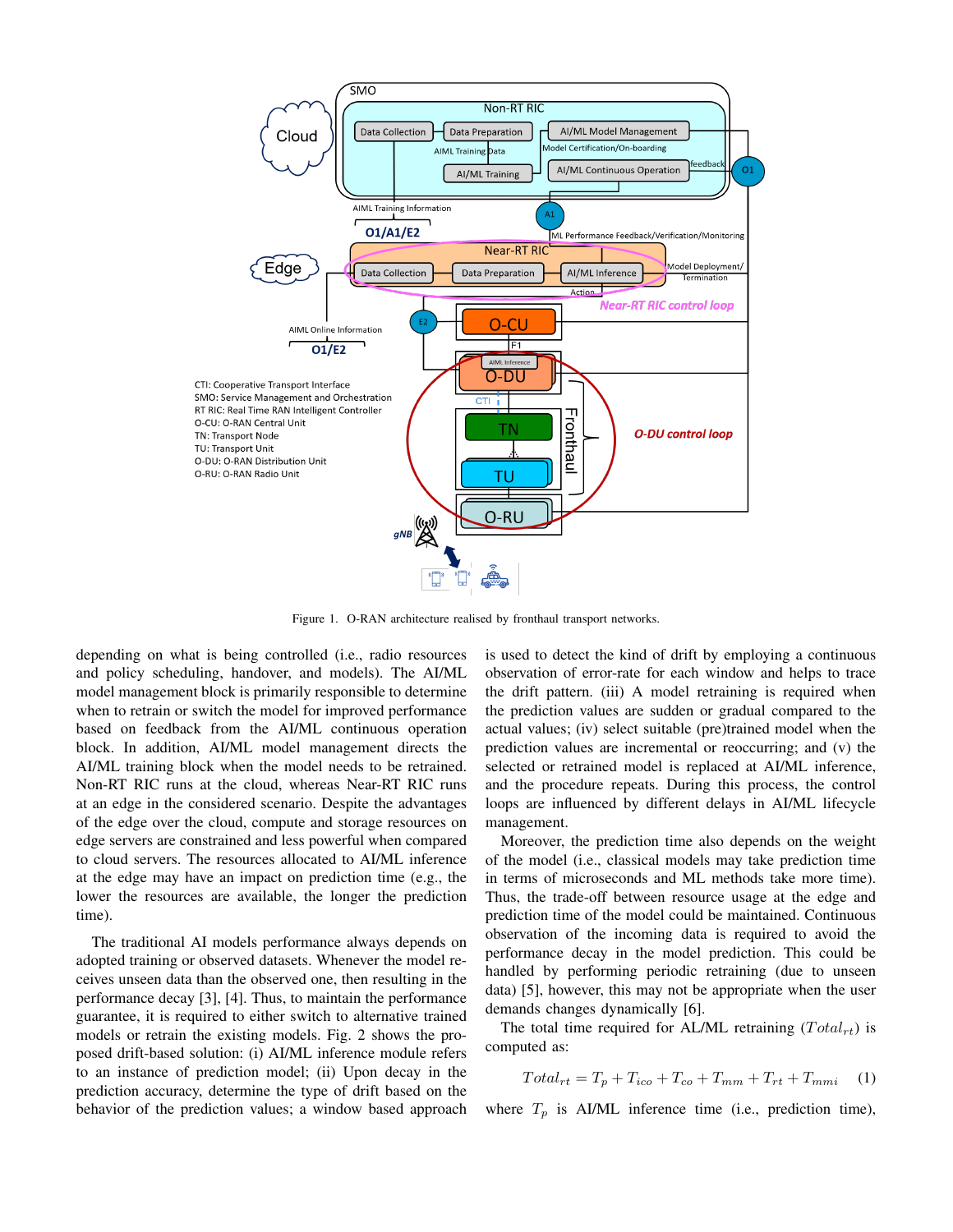Figure 1. O-RAN architecture realised by fronthaul transport networks.

depending on what is being controlled (i.e., radio resources and policy scheduling, handover, and models). The AI/ML model management block is primarily responsible to determine when to retrain or switch the model for improved performance based on feedback from the AI/ML continuous operation block. In addition, AI/ML model management directs the AI/ML training block when the model needs to be retrained. Non-RT RIC runs at the cloud, whereas Near-RT RIC runs at an edge in the considered scenario. Despite the advantages of the edge over the cloud, compute and storage resources on edge servers are constrained and less powerful when compared to cloud servers. The resources allocated to AI/ML inference at the edge may have an impact on prediction time (e.g., the lower the resources are available, the longer the prediction time).

The traditional AI models performance always depends on adopted training or observed datasets. Whenever the model receives unseen data than the observed one, then resulting in the performance decay [3], [4]. Thus, to maintain the performance guarantee, it is required to either switch to alternative trained models or retrain the existing models. Fig. 2 shows the proposed drift-based solution: (i) AI/ML inference module refers to an instance of prediction model; (ii) Upon decay in the prediction accuracy, determine the type of drift based on the behavior of the prediction values; a window based approach is used to detect the kind of drift by employing a continuous observation of error-rate for each window and helps to trace the drift pattern. (iii) A model retraining is required when the prediction values are sudden or gradual compared to the actual values; (iv) select suitable (pre)trained model when the prediction values are incremental or reoccurring; and (v) the selected or retrained model is replaced at AI/ML inference, and the procedure repeats. During this process, the control loops are influenced by different delays in AI/ML lifecycle management.

Moreover, the prediction time also depends on the weight of the model (i.e., classical models may take prediction time in terms of microseconds and ML methods take more time). Thus, the trade-off between resource usage at the edge and prediction time of the model could be maintained. Continuous observation of the incoming data is required to avoid the performance decay in the model prediction. This could be handled by performing periodic retraining (due to unseen data) [5], however, this may not be appropriate when the user demands changes dynamically [6].

The total time required for AL/ML retraining ($Total_{rt}$) is computed as:

$$Total_{rt} = T_p + T_{ico} + T_{co} + T_{mm} + T_{rt} + T_{mmi} \quad (1)$$

where $T_p$ is AI/ML inference time (i.e., prediction time),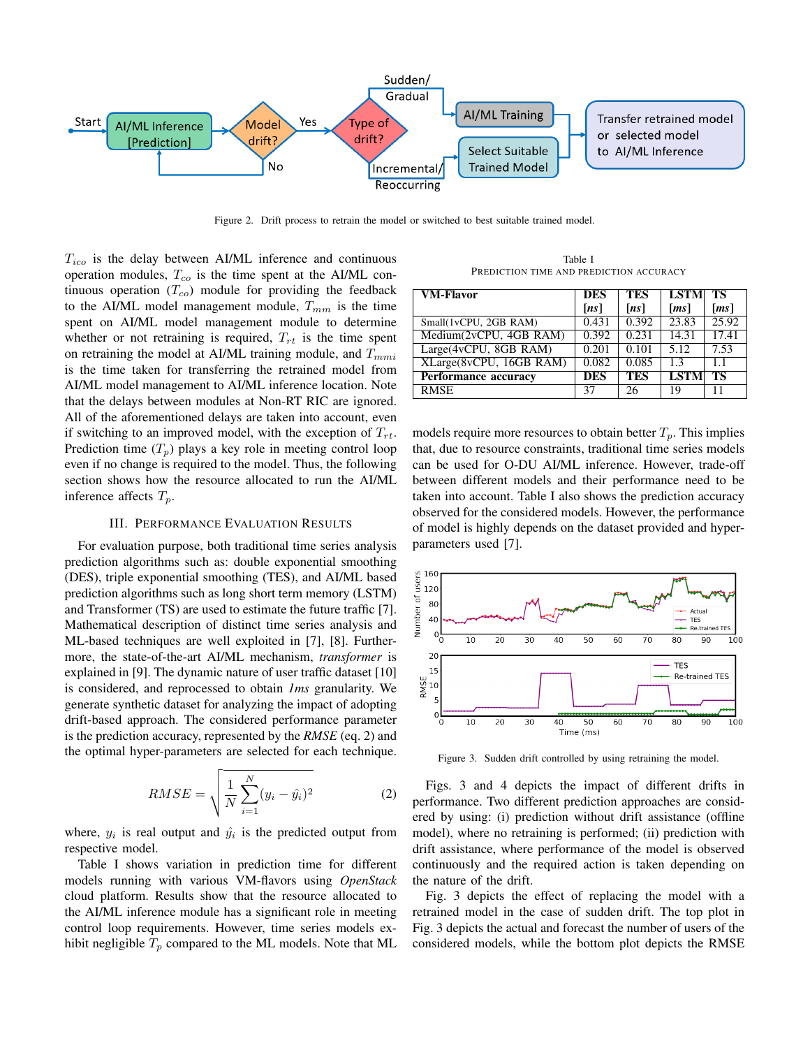Figure 2. Drift process to retrain the model or switched to best suitable trained model.

$T_{ico}$ is the delay between AI/ML inference and continuous operation modules, $T_{co}$ is the time spent at the AI/ML continuous operation ($T_{co}$) module for providing the feedback to the AI/ML model management module, $T_{mm}$ is the time spent on AI/ML model management module to determine whether or not retraining is required, $T_{rt}$ is the time spent on retraining the model at AI/ML training module, and $T_{mmi}$ is the time taken for transferring the retrained model from AI/ML model management to AI/ML inference location. Note that the delays between modules at Non-RT RIC are ignored. All of the aforementioned delays are taken into account, even if switching to an improved model, with the exception of $T_{rt}$. Prediction time ($T_p$) plays a key role in meeting control loop even if no change is required to the model. Thus, the following section shows how the resource allocated to run the AI/ML inference affects $T_p$.

## III. Performance Evaluation Results

For evaluation purpose, both traditional time series analysis prediction algorithms such as: double exponential smoothing (DES), triple exponential smoothing (TES), and AI/ML based prediction algorithms such as long short term memory (LSTM) and Transformer (TS) are used to estimate the future traffic [7]. Mathematical description of distinct time series analysis and ML-based techniques are well exploited in [7], [8]. Furthermore, the state-of-the-art AI/ML mechanism, *transformer* is explained in [9]. The dynamic nature of user traffic dataset [10] is considered, and reprocessed to obtain *1ms* granularity. We generate synthetic dataset for analyzing the impact of adopting drift-based approach. The considered performance parameter is the prediction accuracy, represented by the *RMSE* (eq. 2) and the optimal hyper-parameters are selected for each technique.

$$RMSE = \sqrt{\frac{1}{N}\sum_{i=1}^{N}(y_i - \hat{y}_i)^2} \qquad (2)$$

where, $y_i$ is real output and $\hat{y}_i$ is the predicted output from respective model.

Table I shows variation in prediction time for different models running with various VM-flavors using *OpenStack* cloud platform. Results show that the resource allocated to the AI/ML inference module has a significant role in meeting control loop requirements. However, time series models exhibit negligible $T_p$ compared to the ML models. Note that ML models require more resources to obtain better $T_p$. This implies that, due to resource constraints, traditional time series models can be used for O-DU AI/ML inference. However, trade-off between different models and their performance need to be taken into account. Table I also shows the prediction accuracy observed for the considered models. However, the performance of model is highly depends on the dataset provided and hyper-parameters used [7].

Table I
Prediction Time and Prediction Accuracy

| VM-Flavor | DES [*ns*] | TES [*ns*] | LSTM [*ms*] | TS [*ms*] |
|---|---|---|---|---|
| Small(1vCPU, 2GB RAM) | 0.431 | 0.392 | 23.83 | 25.92 |
| Medium(2vCPU, 4GB RAM) | 0.392 | 0.231 | 14.31 | 17.41 |
| Large(4vCPU, 8GB RAM) | 0.201 | 0.101 | 5.12 | 7.53 |
| XLarge(8vCPU, 16GB RAM) | 0.082 | 0.085 | 1.3 | 1.1 |
| **Performance accuracy** | **DES** | **TES** | **LSTM** | **TS** |
| RMSE | 37 | 26 | 19 | 11 |

Figure 3. Sudden drift controlled by using retraining the model.

Figs. 3 and 4 depicts the impact of different drifts in performance. Two different prediction approaches are considered by using: (i) prediction without drift assistance (offline model), where no retraining is performed; (ii) prediction with drift assistance, where performance of the model is observed continuously and the required action is taken depending on the nature of the drift.

Fig. 3 depicts the effect of replacing the model with a retrained model in the case of sudden drift. The top plot in Fig. 3 depicts the actual and forecast the number of users of the considered models, while the bottom plot depicts the RMSE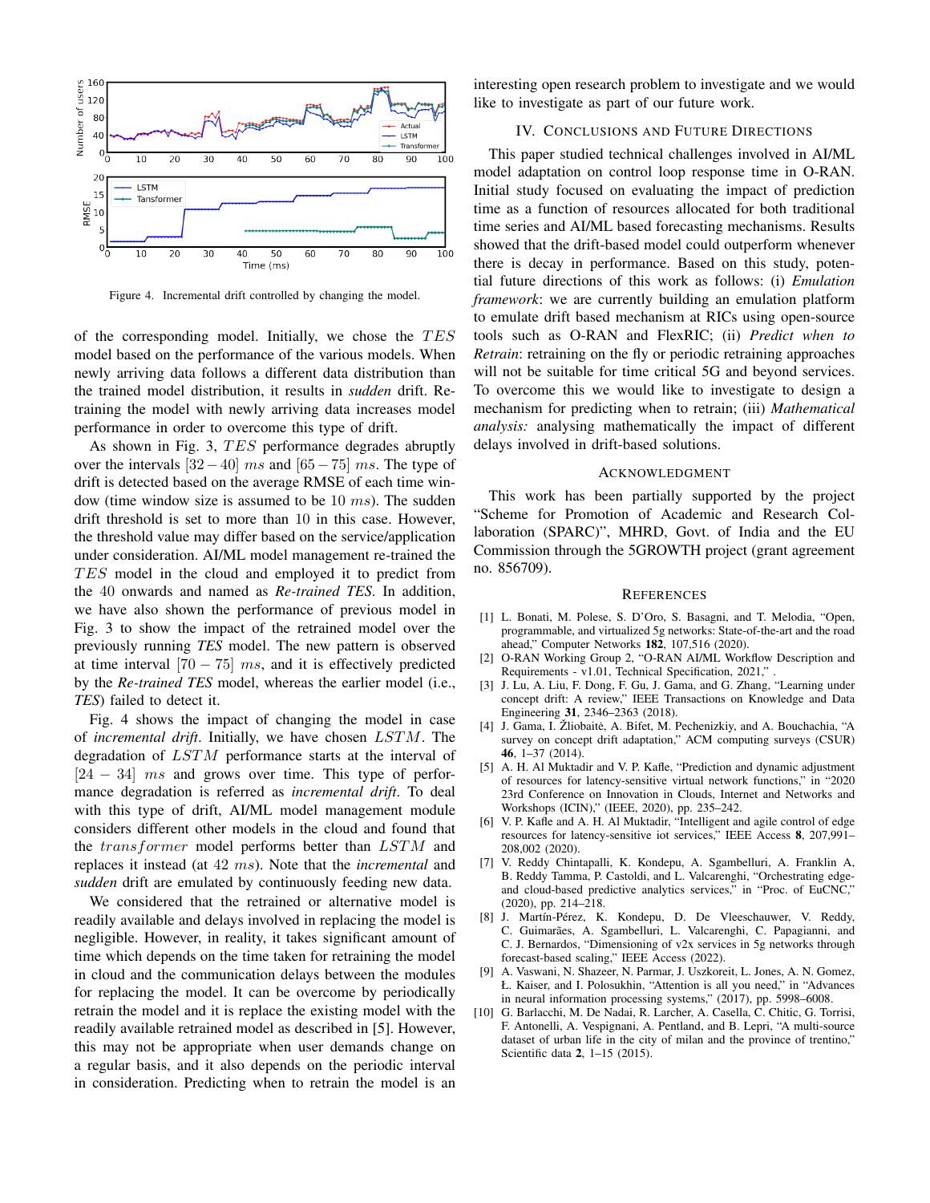Number of users
160
120
80
40
0
0 10 20 30 40 50 60 70 80 90 100
Actual
LSTM
Transformer

RMSE
20
15
10
5
0
0 10 20 30 40 50 60 70 80 90 100
Time (ms)
LSTM
Tansformer

Figure 4. Incremental drift controlled by changing the model.

of the corresponding model. Initially, we chose the $TES$ model based on the performance of the various models. When newly arriving data follows a different data distribution than the trained model distribution, it results in *sudden* drift. Retraining the model with newly arriving data increases model performance in order to overcome this type of drift.

As shown in Fig. 3, $TES$ performance degrades abruptly over the intervals $[32-40]$ $ms$ and $[65-75]$ $ms$. The type of drift is detected based on the average RMSE of each time window (time window size is assumed to be $10$ $ms$). The sudden drift threshold is set to more than $10$ in this case. However, the threshold value may differ based on the service/application under consideration. AI/ML model management re-trained the $TES$ model in the cloud and employed it to predict from the $40$ onwards and named as *Re-trained TES*. In addition, we have also shown the performance of previous model in Fig. 3 to show the impact of the retrained model over the previously running ***TES*** model. The new pattern is observed at time interval $[70-75]$ $ms$, and it is effectively predicted by the *Re-trained TES* model, whereas the earlier model (i.e., ***TES***) failed to detect it.

Fig. 4 shows the impact of changing the model in case of *incremental drift*. Initially, we have chosen $LSTM$. The degradation of $LSTM$ performance starts at the interval of $[24-34]$ $ms$ and grows over time. This type of performance degradation is referred as *incremental drift*. To deal with this type of drift, AI/ML model management module considers different other models in the cloud and found that the $transformer$ model performs better than $LSTM$ and replaces it instead (at $42$ $ms$). Note that the *incremental* and *sudden* drift are emulated by continuously feeding new data.

We considered that the retrained or alternative model is readily available and delays involved in replacing the model is negligible. However, in reality, it takes significant amount of time which depends on the time taken for retraining the model in cloud and the communication delays between the modules for replacing the model. It can be overcome by periodically retrain the model and it is replace the existing model with the readily available retrained model as described in [5]. However, this may not be appropriate when user demands change on a regular basis, and it also depends on the periodic interval in consideration. Predicting when to retrain the model is an interesting open research problem to investigate and we would like to investigate as part of our future work.

## IV. Conclusions and Future Directions

This paper studied technical challenges involved in AI/ML model adaptation on control loop response time in O-RAN. Initial study focused on evaluating the impact of prediction time as a function of resources allocated for both traditional time series and AI/ML based forecasting mechanisms. Results showed that the drift-based model could outperform whenever there is decay in performance. Based on this study, potential future directions of this work as follows: (i) *Emulation framework*: we are currently building an emulation platform to emulate drift based mechanism at RICs using open-source tools such as O-RAN and FlexRIC; (ii) *Predict when to Retrain*: retraining on the fly or periodic retraining approaches will not be suitable for time critical 5G and beyond services. To overcome this we would like to investigate to design a mechanism for predicting when to retrain; (iii) *Mathematical analysis:* analysing mathematically the impact of different delays involved in drift-based solutions.

## Acknowledgment

This work has been partially supported by the project "Scheme for Promotion of Academic and Research Collaboration (SPARC)", MHRD, Govt. of India and the EU Commission through the 5GROWTH project (grant agreement no. 856709).

## References

[1] L. Bonati, M. Polese, S. D'Oro, S. Basagni, and T. Melodia, "Open, programmable, and virtualized 5g networks: State-of-the-art and the road ahead," Computer Networks **182**, 107,516 (2020).

[2] O-RAN Working Group 2, "O-RAN AI/ML Workflow Description and Requirements - v1.01, Technical Specification, 2021," .

[3] J. Lu, A. Liu, F. Dong, F. Gu, J. Gama, and G. Zhang, "Learning under concept drift: A review," IEEE Transactions on Knowledge and Data Engineering **31**, 2346–2363 (2018).

[4] J. Gama, I. Žliobaitė, A. Bifet, M. Pechenizkiy, and A. Bouchachia, "A survey on concept drift adaptation," ACM computing surveys (CSUR) **46**, 1–37 (2014).

[5] A. H. Al Muktadir and V. P. Kafle, "Prediction and dynamic adjustment of resources for latency-sensitive virtual network functions," in "2020 23rd Conference on Innovation in Clouds, Internet and Networks and Workshops (ICIN)," (IEEE, 2020), pp. 235–242.

[6] V. P. Kafle and A. H. Al Muktadir, "Intelligent and agile control of edge resources for latency-sensitive iot services," IEEE Access **8**, 207,991–208,002 (2020).

[7] V. Reddy Chintapalli, K. Kondepu, A. Sgambelluri, A. Franklin A, B. Reddy Tamma, P. Castoldi, and L. Valcarenghi, "Orchestrating edge- and cloud-based predictive analytics services," in "Proc. of EuCNC," (2020), pp. 214–218.

[8] J. Martín-Pérez, K. Kondepu, D. De Vleeschauwer, V. Reddy, C. Guimarães, A. Sgambelluri, L. Valcarenghi, C. Papagianni, and C. J. Bernardos, "Dimensioning of v2x services in 5g networks through forecast-based scaling," IEEE Access (2022).

[9] A. Vaswani, N. Shazeer, N. Parmar, J. Uszkoreit, L. Jones, A. N. Gomez, Ł. Kaiser, and I. Polosukhin, "Attention is all you need," in "Advances in neural information processing systems," (2017), pp. 5998–6008.

[10] G. Barlacchi, M. De Nadai, R. Larcher, A. Casella, C. Chitic, G. Torrisi, F. Antonelli, A. Vespignani, A. Pentland, and B. Lepri, "A multi-source dataset of urban life in the city of milan and the province of trentino," Scientific data **2**, 1–15 (2015).